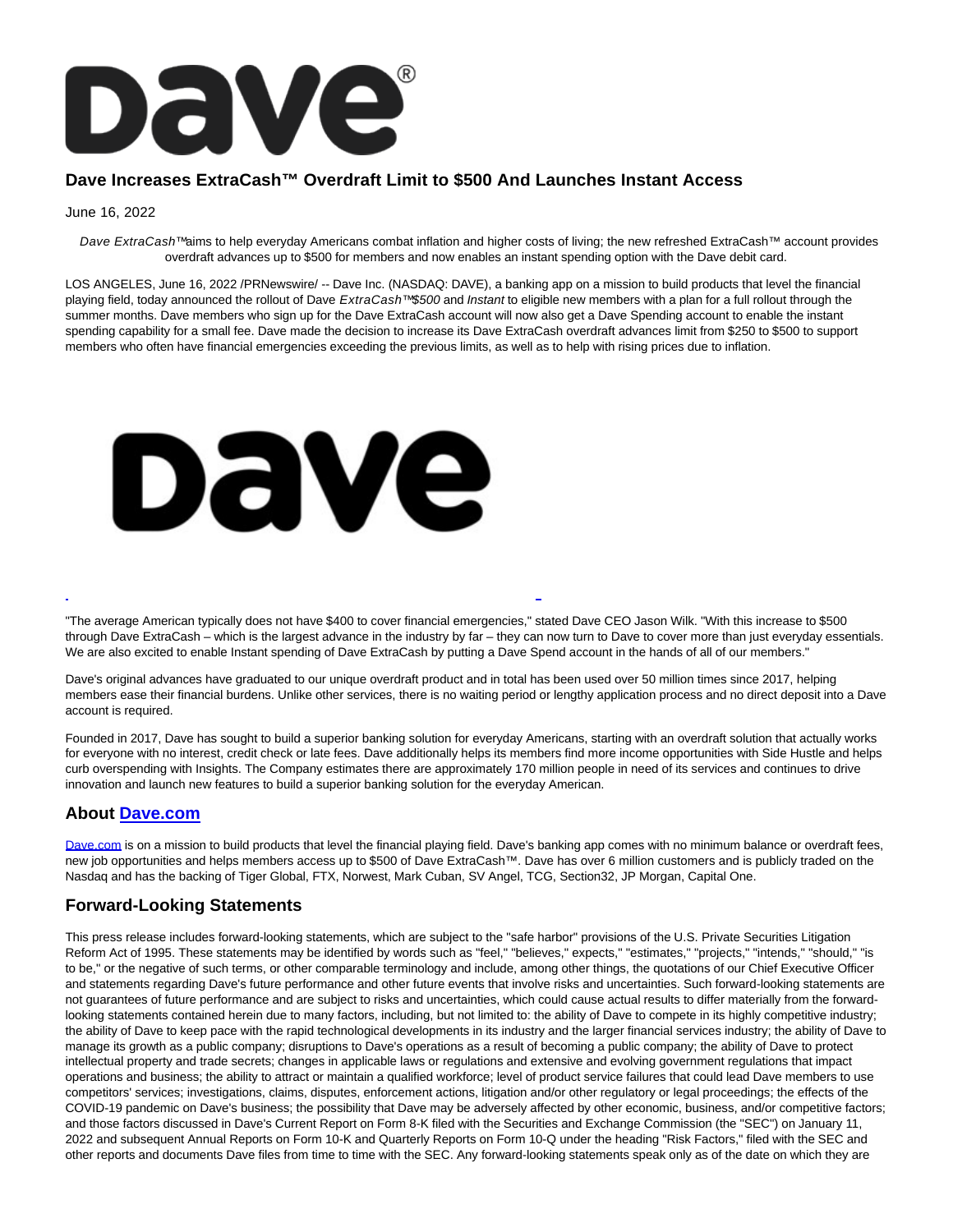# Dave Increases ExtraCash™ Overdraft Limit to $500 And Launches Instant Access

June 16, 2022

*Dave ExtraCash™* aims to help everyday Americans combat inflation and higher costs of living; the new refreshed ExtraCash™ account provides overdraft advances up to $500 for members and now enables an instant spending option with the Dave debit card.

LOS ANGELES, June 16, 2022 /PRNewswire/ -- Dave Inc. (NASDAQ: DAVE), a banking app on a mission to build products that level the financial playing field, today announced the rollout of Dave *ExtraCash™ $500* and *Instant* to eligible new members with a plan for a full rollout through the summer months. Dave members who sign up for the Dave ExtraCash account will now also get a Dave Spending account to enable the instant spending capability for a small fee. Dave made the decision to increase its Dave ExtraCash overdraft advances limit from $250 to $500 to support members who often have financial emergencies exceeding the previous limits, as well as to help with rising prices due to inflation.

"The average American typically does not have $400 to cover financial emergencies," stated Dave CEO Jason Wilk. "With this increase to $500 through Dave ExtraCash – which is the largest advance in the industry by far – they can now turn to Dave to cover more than just everyday essentials. We are also excited to enable Instant spending of Dave ExtraCash by putting a Dave Spend account in the hands of all of our members."

Dave's original advances have graduated to our unique overdraft product and in total has been used over 50 million times since 2017, helping members ease their financial burdens. Unlike other services, there is no waiting period or lengthy application process and no direct deposit into a Dave account is required.

Founded in 2017, Dave has sought to build a superior banking solution for everyday Americans, starting with an overdraft solution that actually works for everyone with no interest, credit check or late fees. Dave additionally helps its members find more income opportunities with Side Hustle and helps curb overspending with Insights. The Company estimates there are approximately 170 million people in need of its services and continues to drive innovation and launch new features to build a superior banking solution for the everyday American.

## About Dave.com

Dave.com is on a mission to build products that level the financial playing field. Dave's banking app comes with no minimum balance or overdraft fees, new job opportunities and helps members access up to $500 of Dave ExtraCash™. Dave has over 6 million customers and is publicly traded on the Nasdaq and has the backing of Tiger Global, FTX, Norwest, Mark Cuban, SV Angel, TCG, Section32, JP Morgan, Capital One.

## Forward-Looking Statements

This press release includes forward-looking statements, which are subject to the "safe harbor" provisions of the U.S. Private Securities Litigation Reform Act of 1995. These statements may be identified by words such as "feel," "believes," expects," "estimates," "projects," "intends," "should," "is to be," or the negative of such terms, or other comparable terminology and include, among other things, the quotations of our Chief Executive Officer and statements regarding Dave's future performance and other future events that involve risks and uncertainties. Such forward-looking statements are not guarantees of future performance and are subject to risks and uncertainties, which could cause actual results to differ materially from the forward-looking statements contained herein due to many factors, including, but not limited to: the ability of Dave to compete in its highly competitive industry; the ability of Dave to keep pace with the rapid technological developments in its industry and the larger financial services industry; the ability of Dave to manage its growth as a public company; disruptions to Dave's operations as a result of becoming a public company; the ability of Dave to protect intellectual property and trade secrets; changes in applicable laws or regulations and extensive and evolving government regulations that impact operations and business; the ability to attract or maintain a qualified workforce; level of product service failures that could lead Dave members to use competitors' services; investigations, claims, disputes, enforcement actions, litigation and/or other regulatory or legal proceedings; the effects of the COVID-19 pandemic on Dave's business; the possibility that Dave may be adversely affected by other economic, business, and/or competitive factors; and those factors discussed in Dave's Current Report on Form 8-K filed with the Securities and Exchange Commission (the "SEC") on January 11, 2022 and subsequent Annual Reports on Form 10-K and Quarterly Reports on Form 10-Q under the heading "Risk Factors," filed with the SEC and other reports and documents Dave files from time to time with the SEC. Any forward-looking statements speak only as of the date on which they are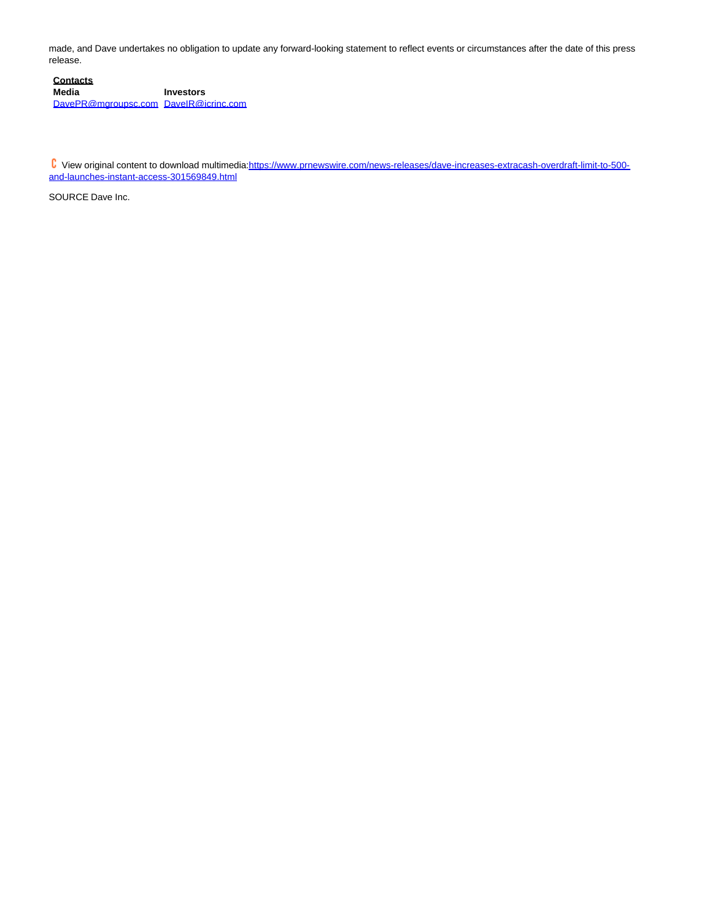made, and Dave undertakes no obligation to update any forward-looking statement to reflect events or circumstances after the date of this press release.

**Contacts**

| **Media** | **Investors** |
| --- | --- |
| DavePR@mgroupsc.com | DaveIR@icrinc.com |

View original content to download multimedia:https://www.prnewswire.com/news-releases/dave-increases-extracash-overdraft-limit-to-500-and-launches-instant-access-301569849.html

SOURCE Dave Inc.